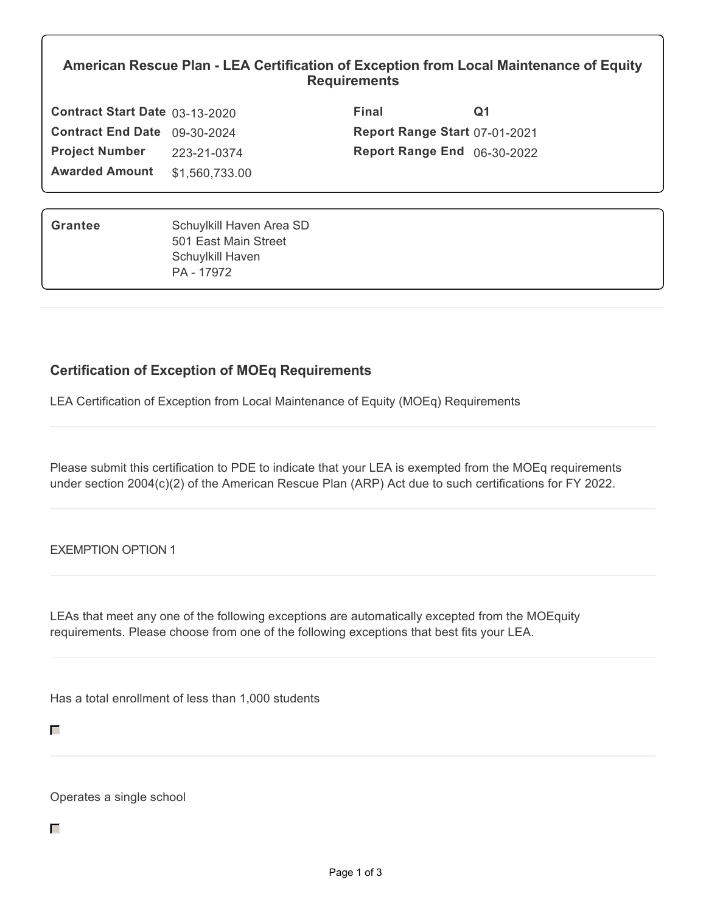## American Rescue Plan - LEA Certification of Exception from Local Maintenance of Equity Requirements

| | | | |
|---|---|---|---|
| **Contract Start Date** | 03-13-2020 | **Final** | **Q1** |
| **Contract End Date** | 09-30-2024 | **Report Range Start** | 07-01-2021 |
| **Project Number** | 223-21-0374 | **Report Range End** | 06-30-2022 |
| **Awarded Amount** | $1,560,733.00 | | |

| | |
|---|---|
| **Grantee** | Schuylkill Haven Area SD<br>501 East Main Street<br>Schuylkill Haven<br>PA - 17972 |

### Certification of Exception of MOEq Requirements

LEA Certification of Exception from Local Maintenance of Equity (MOEq) Requirements

Please submit this certification to PDE to indicate that your LEA is exempted from the MOEq requirements under section 2004(c)(2) of the American Rescue Plan (ARP) Act due to such certifications for FY 2022.

EXEMPTION OPTION 1

LEAs that meet any one of the following exceptions are automatically excepted from the MOEquity requirements. Please choose from one of the following exceptions that best fits your LEA.

Has a total enrollment of less than 1,000 students

☐

Operates a single school

☐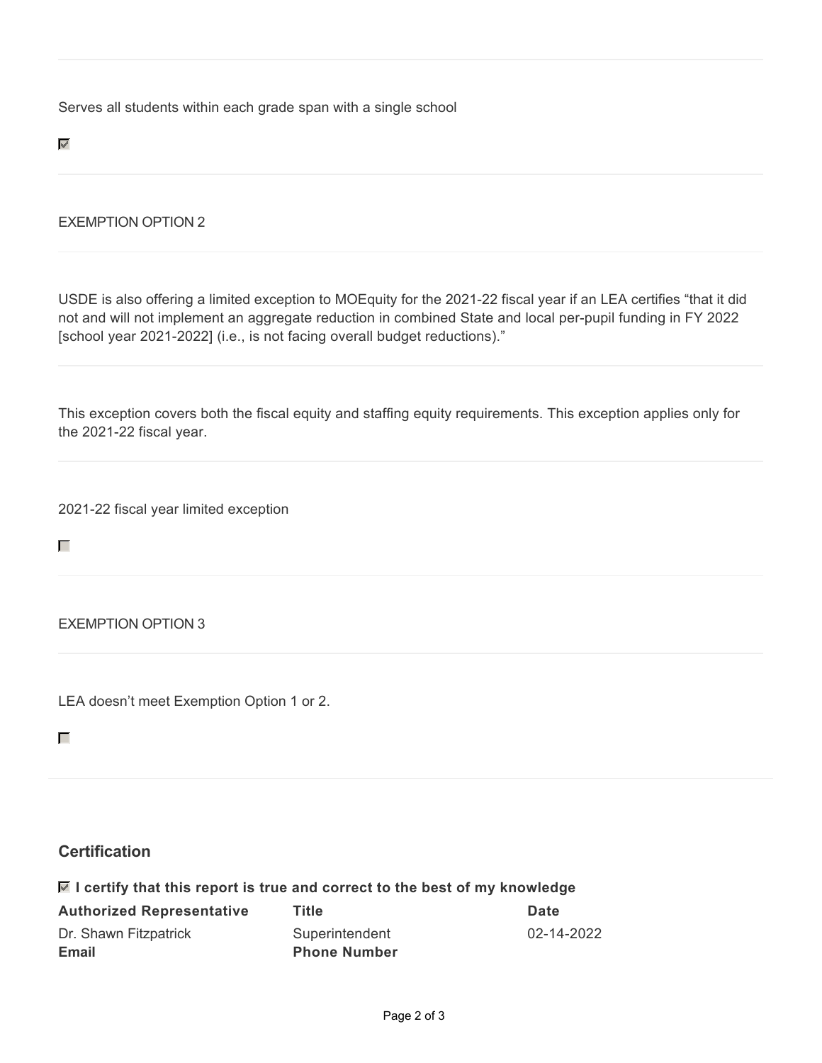Serves all students within each grade span with a single school

☑

---

EXEMPTION OPTION 2

---

USDE is also offering a limited exception to MOEquity for the 2021-22 fiscal year if an LEA certifies "that it did not and will not implement an aggregate reduction in combined State and local per-pupil funding in FY 2022 [school year 2021-2022] (i.e., is not facing overall budget reductions)."

---

This exception covers both the fiscal equity and staffing equity requirements. This exception applies only for the 2021-22 fiscal year.

---

2021-22 fiscal year limited exception

☐

---

EXEMPTION OPTION 3

---

LEA doesn't meet Exemption Option 1 or 2.

☐

---

## Certification

☑ **I certify that this report is true and correct to the best of my knowledge**

| **Authorized Representative** | **Title** | **Date** |
|---|---|---|
| Dr. Shawn Fitzpatrick | Superintendent | 02-14-2022 |
| **Email** | **Phone Number** | |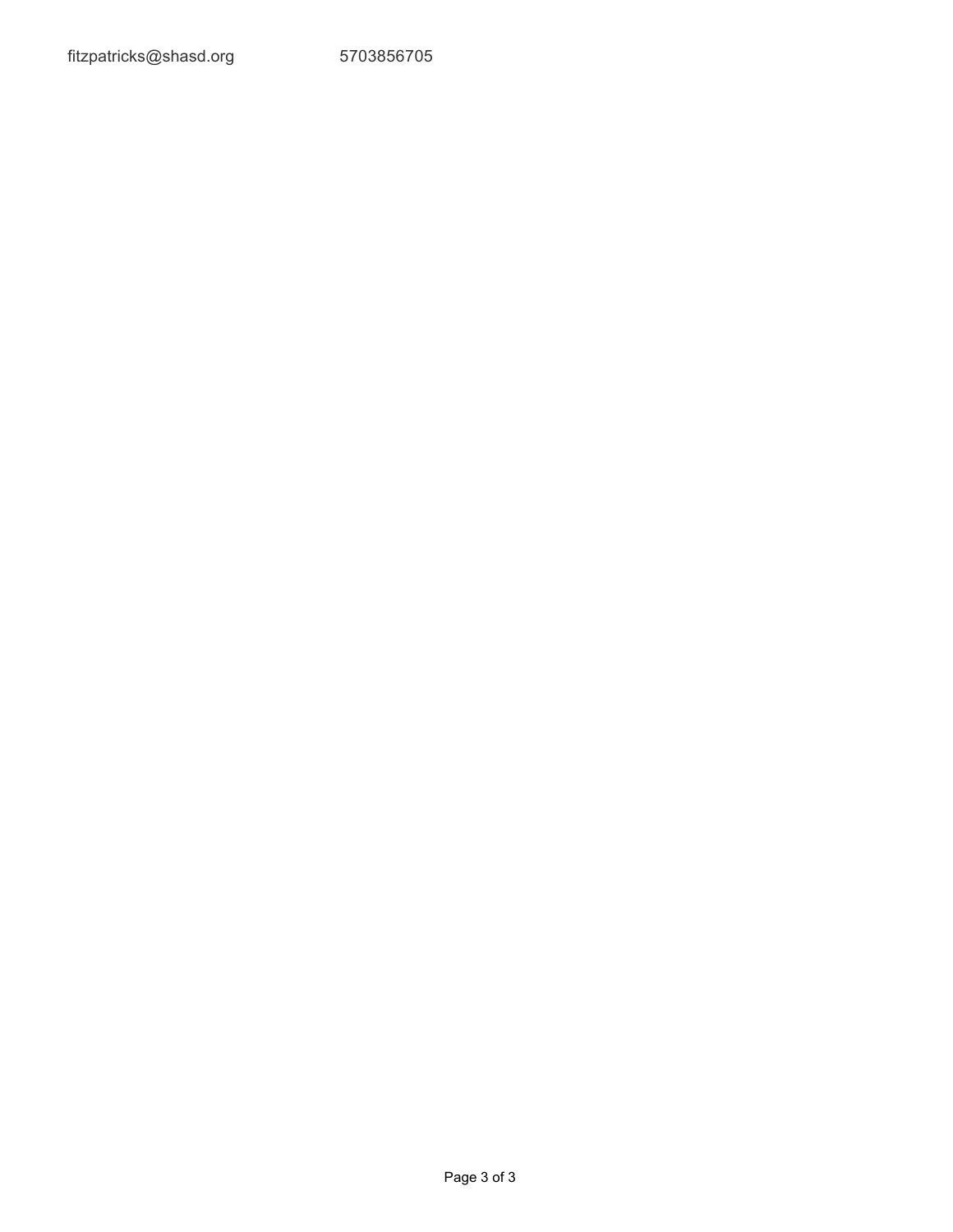fitzpatricks@shasd.org 5703856705